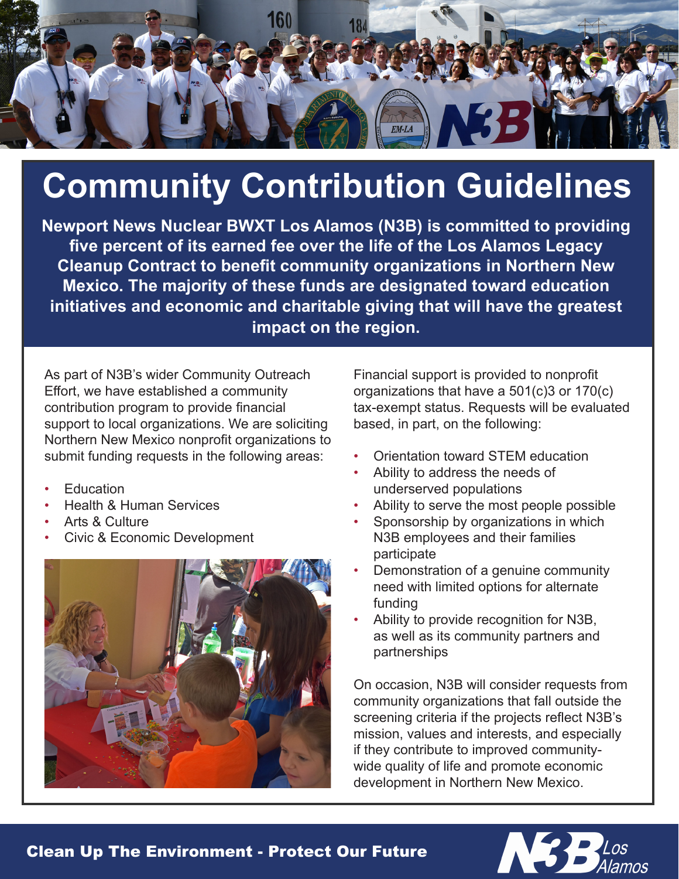# Community Contribution Guidelines

**Newport News Nuclear BWXT Los Alamos (N3B) is committed to providing five percent of its earned fee over the life of the Los Alamos Legacy Cleanup Contract to benefit community organizations in Northern New Mexico. The majority of these funds are designated toward education initiatives and economic and charitable giving that will have the greatest impact on the region.**

As part of N3B's wider Community Outreach Effort, we have established a community contribution program to provide financial support to local organizations. We are soliciting Northern New Mexico nonprofit organizations to submit funding requests in the following areas:

- Education
- Health & Human Services
- Arts & Culture
- Civic & Economic Development

Financial support is provided to nonprofit organizations that have a 501(c)3 or 170(c) tax-exempt status. Requests will be evaluated based, in part, on the following:

- Orientation toward STEM education
- Ability to address the needs of underserved populations
- Ability to serve the most people possible
- Sponsorship by organizations in which N3B employees and their families participate
- Demonstration of a genuine community need with limited options for alternate funding
- Ability to provide recognition for N3B, as well as its community partners and partnerships

On occasion, N3B will consider requests from community organizations that fall outside the screening criteria if the projects reflect N3B's mission, values and interests, and especially if they contribute to improved community-wide quality of life and promote economic development in Northern New Mexico.

**Clean Up The Environment - Protect Our Future**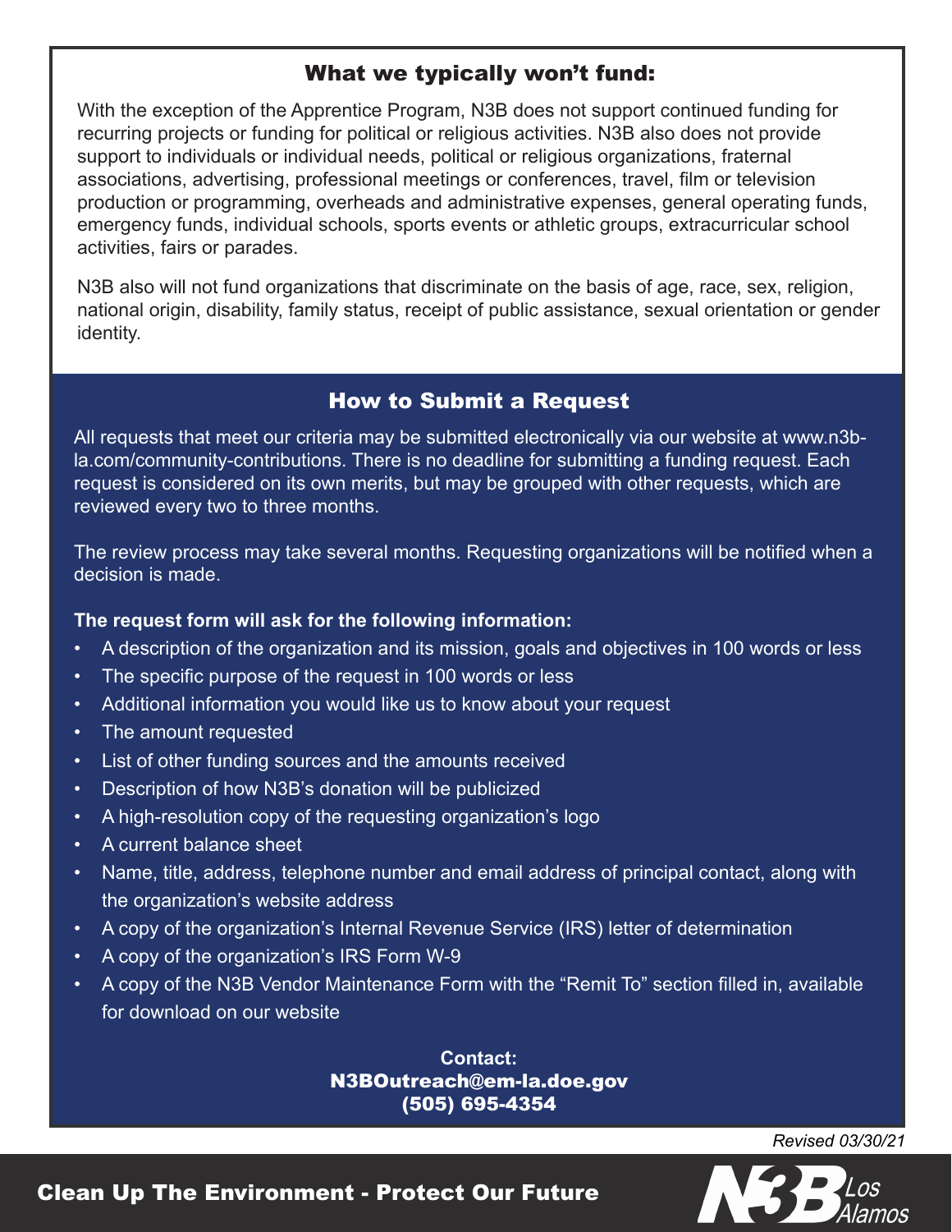## What we typically won't fund:

With the exception of the Apprentice Program, N3B does not support continued funding for recurring projects or funding for political or religious activities. N3B also does not provide support to individuals or individual needs, political or religious organizations, fraternal associations, advertising, professional meetings or conferences, travel, film or television production or programming, overheads and administrative expenses, general operating funds, emergency funds, individual schools, sports events or athletic groups, extracurricular school activities, fairs or parades.

N3B also will not fund organizations that discriminate on the basis of age, race, sex, religion, national origin, disability, family status, receipt of public assistance, sexual orientation or gender identity.

## How to Submit a Request

All requests that meet our criteria may be submitted electronically via our website at www.n3b-la.com/community-contributions. There is no deadline for submitting a funding request. Each request is considered on its own merits, but may be grouped with other requests, which are reviewed every two to three months.

The review process may take several months. Requesting organizations will be notified when a decision is made.

**The request form will ask for the following information:**

- A description of the organization and its mission, goals and objectives in 100 words or less
- The specific purpose of the request in 100 words or less
- Additional information you would like us to know about your request
- The amount requested
- List of other funding sources and the amounts received
- Description of how N3B's donation will be publicized
- A high-resolution copy of the requesting organization's logo
- A current balance sheet
- Name, title, address, telephone number and email address of principal contact, along with the organization's website address
- A copy of the organization's Internal Revenue Service (IRS) letter of determination
- A copy of the organization's IRS Form W-9
- A copy of the N3B Vendor Maintenance Form with the "Remit To" section filled in, available for download on our website

**Contact:**
**N3BOutreach@em-la.doe.gov**
**(505) 695-4354**

*Revised 03/30/21*

**Clean Up The Environment - Protect Our Future**

N3B Los Alamos